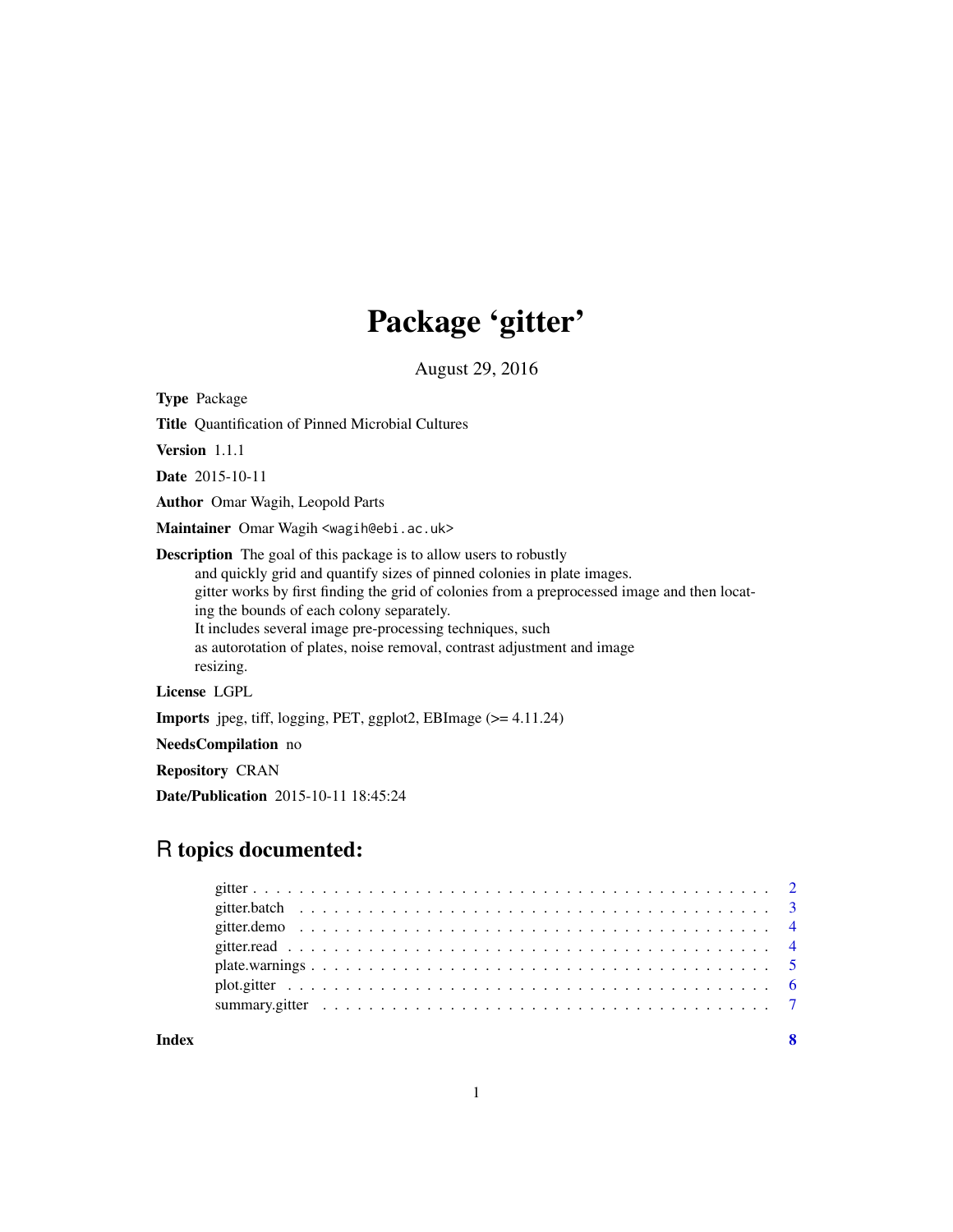# Package 'gitter'

August 29, 2016

**Type** Package

**Title** Quantification of Pinned Microbial Cultures

**Version** 1.1.1

**Date** 2015-10-11

**Author** Omar Wagih, Leopold Parts

**Maintainer** Omar Wagih <wagih@ebi.ac.uk>

**Description** The goal of this package is to allow users to robustly and quickly grid and quantify sizes of pinned colonies in plate images. gitter works by first finding the grid of colonies from a preprocessed image and then locating the bounds of each colony separately. It includes several image pre-processing techniques, such as autorotation of plates, noise removal, contrast adjustment and image resizing.

**License** LGPL

**Imports** jpeg, tiff, logging, PET, ggplot2, EBImage (>= 4.11.24)

**NeedsCompilation** no

**Repository** CRAN

**Date/Publication** 2015-10-11 18:45:24

## R topics documented:

- gitter . . . . . . . . . . . . . . . . . . . . . . . . . . . . . . . . . . . . . . . . . . 2
- gitter.batch . . . . . . . . . . . . . . . . . . . . . . . . . . . . . . . . . . . . . . . 3
- gitter.demo . . . . . . . . . . . . . . . . . . . . . . . . . . . . . . . . . . . . . . . 4
- gitter.read . . . . . . . . . . . . . . . . . . . . . . . . . . . . . . . . . . . . . . . . 4
- plate.warnings . . . . . . . . . . . . . . . . . . . . . . . . . . . . . . . . . . . . . . 5
- plot.gitter . . . . . . . . . . . . . . . . . . . . . . . . . . . . . . . . . . . . . . . . 6
- summary.gitter . . . . . . . . . . . . . . . . . . . . . . . . . . . . . . . . . . . . . 7

**Index** 8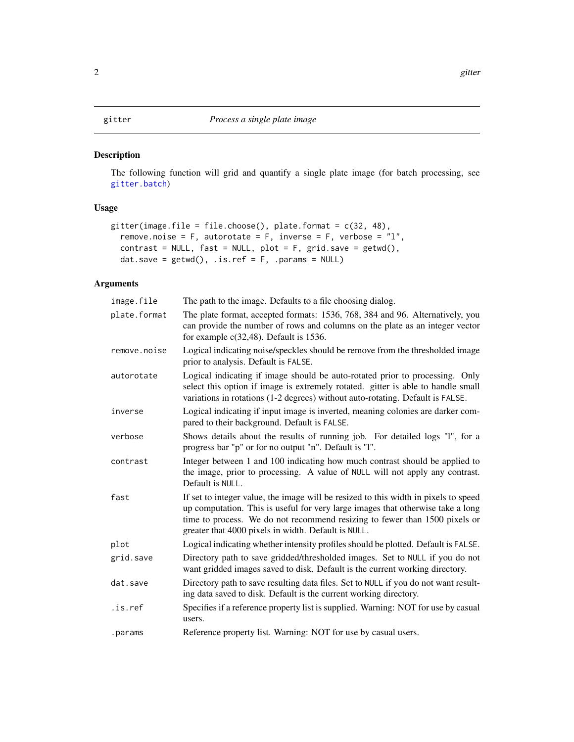## gitter — *Process a single plate image*

### Description

The following function will grid and quantify a single plate image (for batch processing, see gitter.batch)

### Usage

```
gitter(image.file = file.choose(), plate.format = c(32, 48),
  remove.noise = F, autorotate = F, inverse = F, verbose = "l",
  contrast = NULL, fast = NULL, plot = F, grid.save = getwd(),
  dat.save = getwd(), .is.ref = F, .params = NULL)
```

### Arguments

| Argument | Description |
|---|---|
| `image.file` | The path to the image. Defaults to a file choosing dialog. |
| `plate.format` | The plate format, accepted formats: 1536, 768, 384 and 96. Alternatively, you can provide the number of rows and columns on the plate as an integer vector for example c(32,48). Default is 1536. |
| `remove.noise` | Logical indicating noise/speckles should be remove from the thresholded image prior to analysis. Default is `FALSE`. |
| `autorotate` | Logical indicating if image should be auto-rotated prior to processing. Only select this option if image is extremely rotated. gitter is able to handle small variations in rotations (1-2 degrees) without auto-rotating. Default is `FALSE`. |
| `inverse` | Logical indicating if input image is inverted, meaning colonies are darker compared to their background. Default is `FALSE`. |
| `verbose` | Shows details about the results of running job. For detailed logs "l", for a progress bar "p" or for no output "n". Default is "l". |
| `contrast` | Integer between 1 and 100 indicating how much contrast should be applied to the image, prior to processing. A value of `NULL` will not apply any contrast. Default is `NULL`. |
| `fast` | If set to integer value, the image will be resized to this width in pixels to speed up computation. This is useful for very large images that otherwise take a long time to process. We do not recommend resizing to fewer than 1500 pixels or greater that 4000 pixels in width. Default is `NULL`. |
| `plot` | Logical indicating whether intensity profiles should be plotted. Default is `FALSE`. |
| `grid.save` | Directory path to save gridded/thresholded images. Set to `NULL` if you do not want gridded images saved to disk. Default is the current working directory. |
| `dat.save` | Directory path to save resulting data files. Set to `NULL` if you do not want resulting data saved to disk. Default is the current working directory. |
| `.is.ref` | Specifies if a reference property list is supplied. Warning: NOT for use by casual users. |
| `.params` | Reference property list. Warning: NOT for use by casual users. |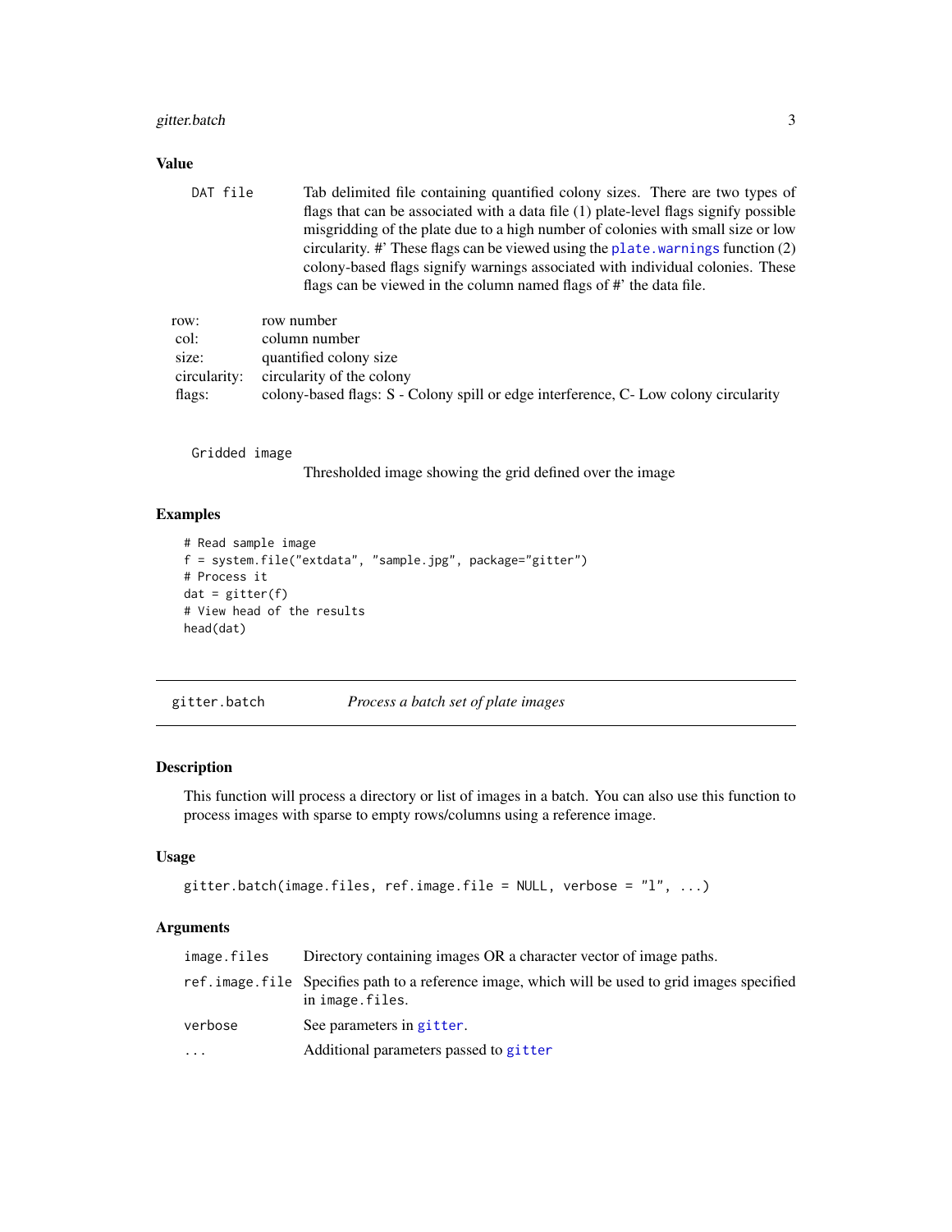### Value

| | |
|---|---|
| `DAT file` | Tab delimited file containing quantified colony sizes. There are two types of flags that can be associated with a data file (1) plate-level flags signify possible misgridding of the plate due to a high number of colonies with small size or low circularity. #' These flags can be viewed using the `plate.warnings` function (2) colony-based flags signify warnings associated with individual colonies. These flags can be viewed in the column named flags of #' the data file. |

| | |
|---|---|
| row: | row number |
| col: | column number |
| size: | quantified colony size |
| circularity: | circularity of the colony |
| flags: | colony-based flags: S - Colony spill or edge interference, C- Low colony circularity |

| | |
|---|---|
| `Gridded image` | Thresholded image showing the grid defined over the image |

### Examples

```
# Read sample image
f = system.file("extdata", "sample.jpg", package="gitter")
# Process it
dat = gitter(f)
# View head of the results
head(dat)
```

---

## `gitter.batch` *Process a batch set of plate images*

---

### Description

This function will process a directory or list of images in a batch. You can also use this function to process images with sparse to empty rows/columns using a reference image.

### Usage

```
gitter.batch(image.files, ref.image.file = NULL, verbose = "l", ...)
```

### Arguments

| | |
|---|---|
| `image.files` | Directory containing images OR a character vector of image paths. |
| `ref.image.file` | Specifies path to a reference image, which will be used to grid images specified in `image.files`. |
| `verbose` | See parameters in `gitter`. |
| `...` | Additional parameters passed to `gitter` |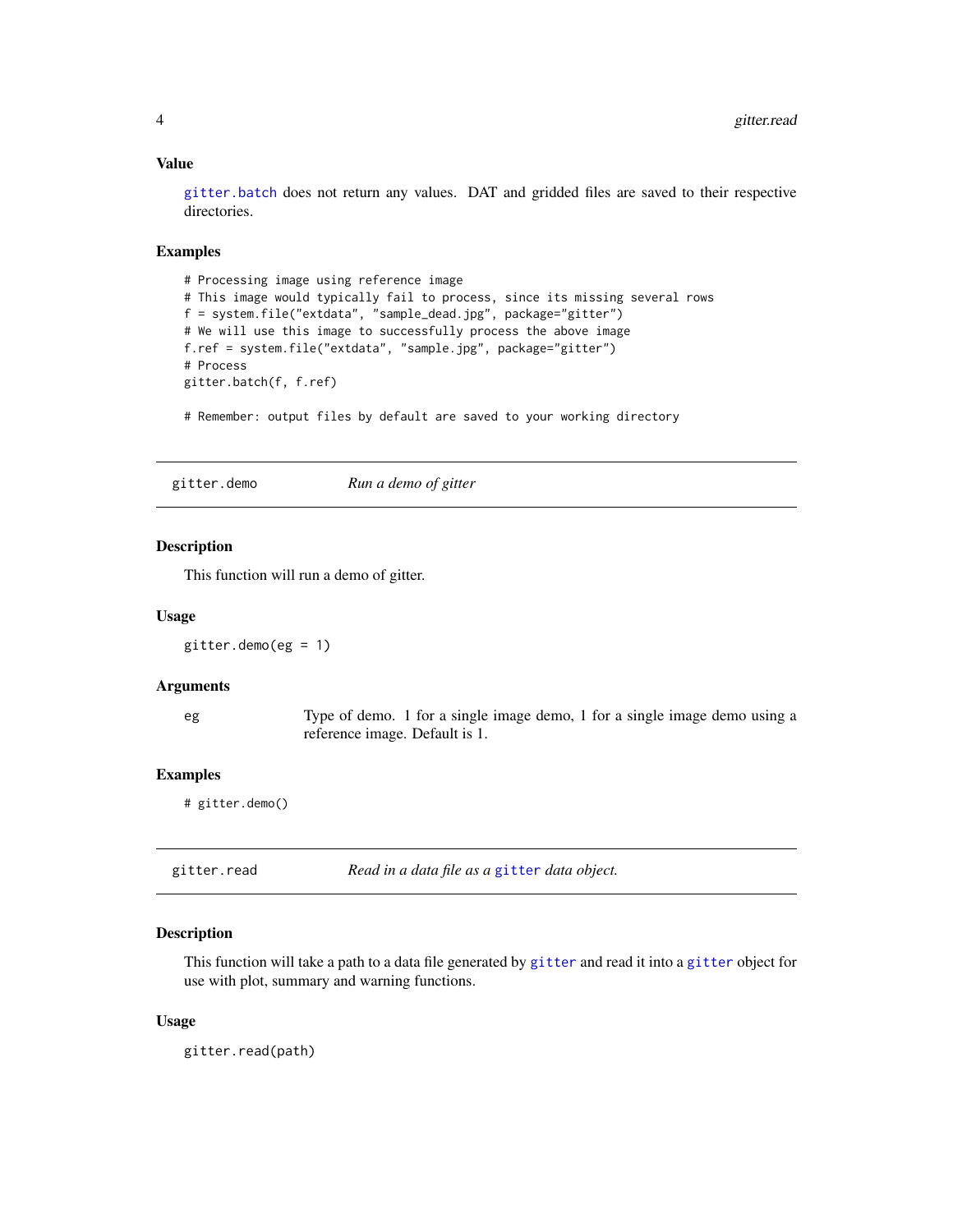### Value

gitter.batch does not return any values. DAT and gridded files are saved to their respective directories.

### Examples

```
# Processing image using reference image
# This image would typically fail to process, since its missing several rows
f = system.file("extdata", "sample_dead.jpg", package="gitter")
# We will use this image to successfully process the above image
f.ref = system.file("extdata", "sample.jpg", package="gitter")
# Process
gitter.batch(f, f.ref)

# Remember: output files by default are saved to your working directory
```

---

## gitter.demo — *Run a demo of gitter*

### Description

This function will run a demo of gitter.

### Usage

```
gitter.demo(eg = 1)
```

### Arguments

| | |
|---|---|
| eg | Type of demo. 1 for a single image demo, 1 for a single image demo using a reference image. Default is 1. |

### Examples

```
# gitter.demo()
```

---

## gitter.read — *Read in a data file as a gitter data object.*

### Description

This function will take a path to a data file generated by gitter and read it into a gitter object for use with plot, summary and warning functions.

### Usage

```
gitter.read(path)
```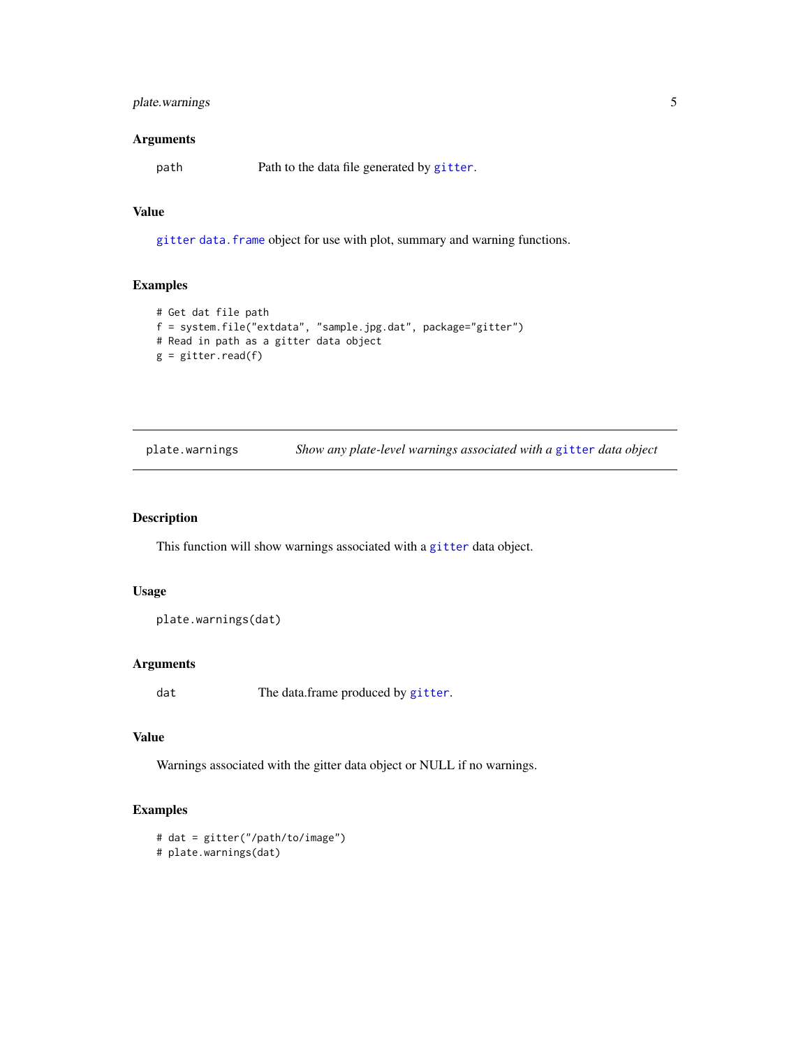### Arguments

`path` Path to the data file generated by `gitter`.

### Value

`gitter` `data.frame` object for use with plot, summary and warning functions.

### Examples

```
# Get dat file path
f = system.file("extdata", "sample.jpg.dat", package="gitter")
# Read in path as a gitter data object
g = gitter.read(f)
```

---

## plate.warnings — *Show any plate-level warnings associated with a* `gitter` *data object*

---

### Description

This function will show warnings associated with a `gitter` data object.

### Usage

```
plate.warnings(dat)
```

### Arguments

`dat` The data.frame produced by `gitter`.

### Value

Warnings associated with the gitter data object or NULL if no warnings.

### Examples

```
# dat = gitter("/path/to/image")
# plate.warnings(dat)
```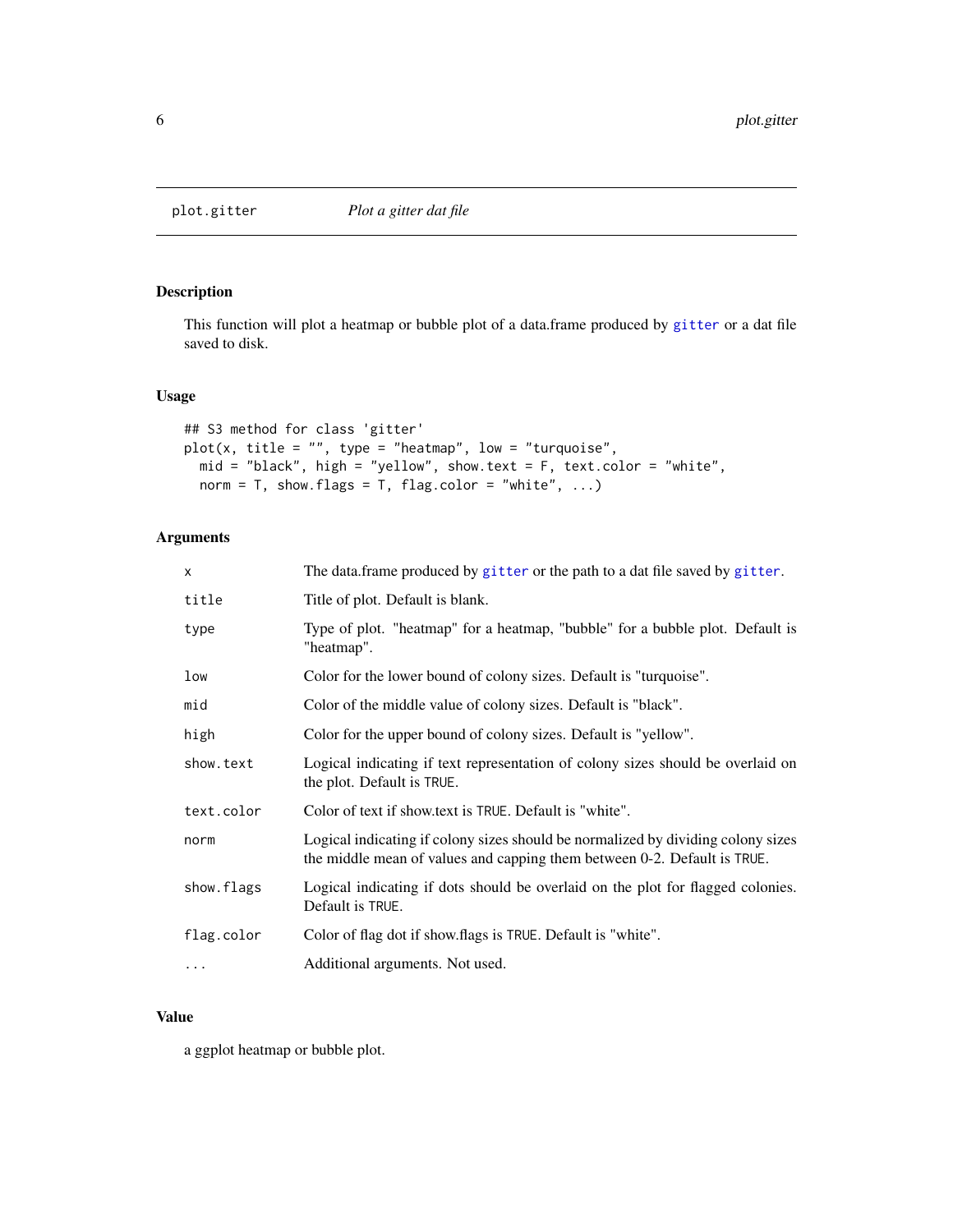plot.gitter *Plot a gitter dat file*

## Description

This function will plot a heatmap or bubble plot of a data.frame produced by `gitter` or a dat file saved to disk.

## Usage

```
## S3 method for class 'gitter'
plot(x, title = "", type = "heatmap", low = "turquoise",
  mid = "black", high = "yellow", show.text = F, text.color = "white",
  norm = T, show.flags = T, flag.color = "white", ...)
```

## Arguments

| | |
|---|---|
| `x` | The data.frame produced by `gitter` or the path to a dat file saved by `gitter`. |
| `title` | Title of plot. Default is blank. |
| `type` | Type of plot. "heatmap" for a heatmap, "bubble" for a bubble plot. Default is "heatmap". |
| `low` | Color for the lower bound of colony sizes. Default is "turquoise". |
| `mid` | Color of the middle value of colony sizes. Default is "black". |
| `high` | Color for the upper bound of colony sizes. Default is "yellow". |
| `show.text` | Logical indicating if text representation of colony sizes should be overlaid on the plot. Default is `TRUE`. |
| `text.color` | Color of text if show.text is `TRUE`. Default is "white". |
| `norm` | Logical indicating if colony sizes should be normalized by dividing colony sizes the middle mean of values and capping them between 0-2. Default is `TRUE`. |
| `show.flags` | Logical indicating if dots should be overlaid on the plot for flagged colonies. Default is `TRUE`. |
| `flag.color` | Color of flag dot if show.flags is `TRUE`. Default is "white". |
| `...` | Additional arguments. Not used. |

## Value

a ggplot heatmap or bubble plot.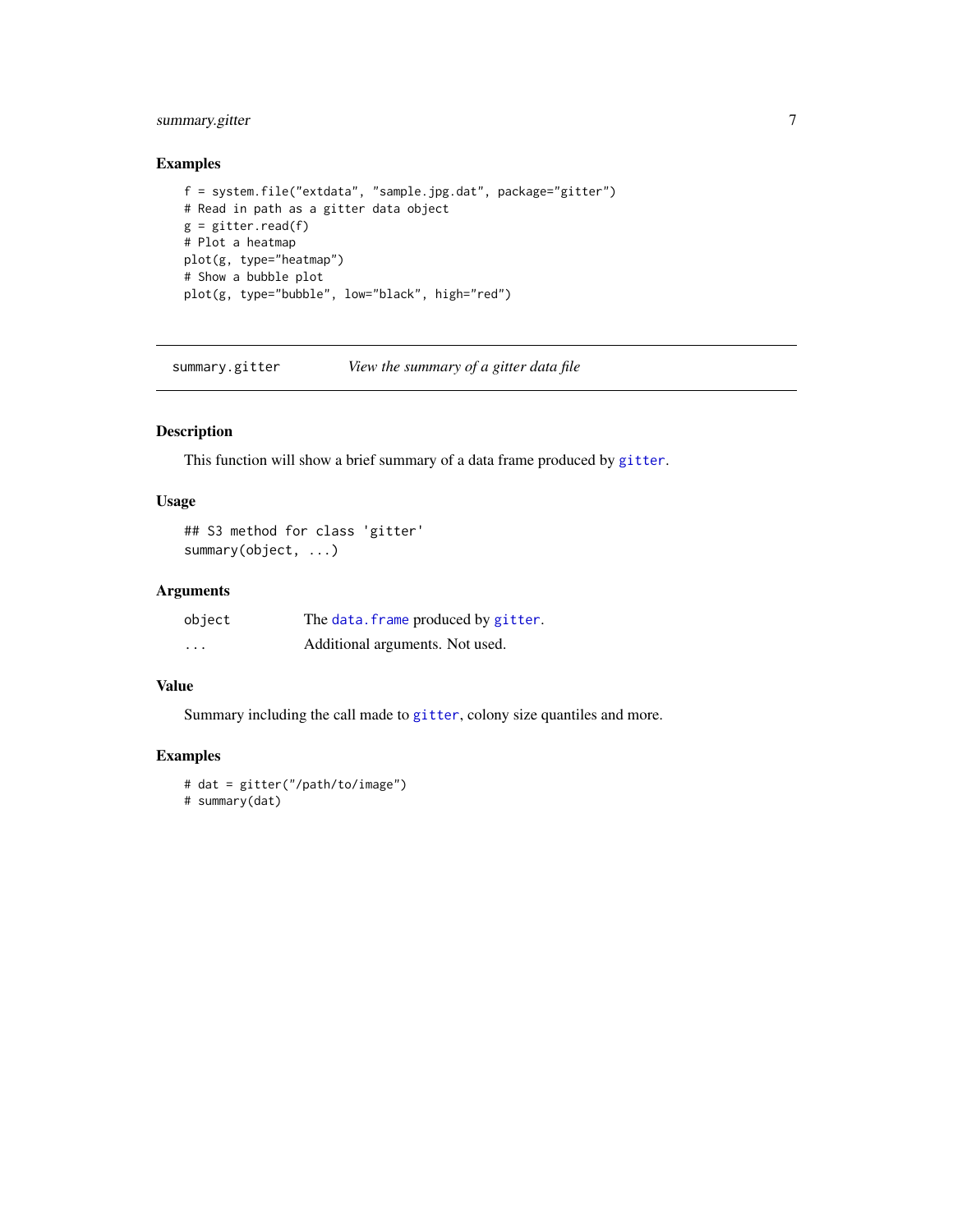## Examples

```
f = system.file("extdata", "sample.jpg.dat", package="gitter")
# Read in path as a gitter data object
g = gitter.read(f)
# Plot a heatmap
plot(g, type="heatmap")
# Show a bubble plot
plot(g, type="bubble", low="black", high="red")
```

---

# summary.gitter *View the summary of a gitter data file*

---

## Description

This function will show a brief summary of a data frame produced by gitter.

## Usage

```
## S3 method for class 'gitter'
summary(object, ...)
```

## Arguments

| | |
|---|---|
| object | The data.frame produced by gitter. |
| ... | Additional arguments. Not used. |

## Value

Summary including the call made to gitter, colony size quantiles and more.

## Examples

```
# dat = gitter("/path/to/image")
# summary(dat)
```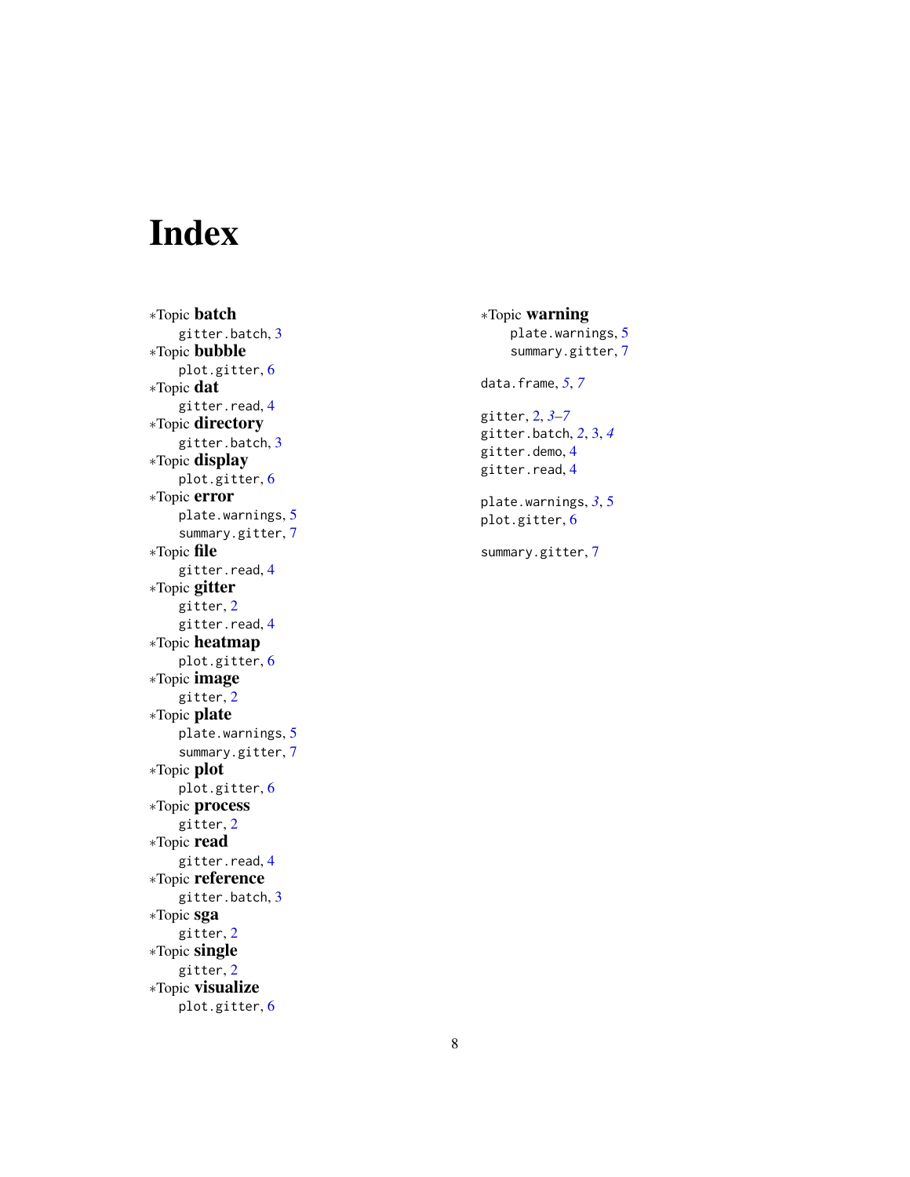# Index

*Topic **batch**
  gitter.batch, 3
*Topic **bubble**
  plot.gitter, 6
*Topic **dat**
  gitter.read, 4
*Topic **directory**
  gitter.batch, 3
*Topic **display**
  plot.gitter, 6
*Topic **error**
  plate.warnings, 5
  summary.gitter, 7
*Topic **file**
  gitter.read, 4
*Topic **gitter**
  gitter, 2
  gitter.read, 4
*Topic **heatmap**
  plot.gitter, 6
*Topic **image**
  gitter, 2
*Topic **plate**
  plate.warnings, 5
  summary.gitter, 7
*Topic **plot**
  plot.gitter, 6
*Topic **process**
  gitter, 2
*Topic **read**
  gitter.read, 4
*Topic **reference**
  gitter.batch, 3
*Topic **sga**
  gitter, 2
*Topic **single**
  gitter, 2
*Topic **visualize**
  plot.gitter, 6
*Topic **warning**
  plate.warnings, 5
  summary.gitter, 7

data.frame, *5*, *7*

gitter, 2, *3–7*
gitter.batch, *2*, 3, *4*
gitter.demo, 4
gitter.read, 4

plate.warnings, *3*, 5
plot.gitter, 6

summary.gitter, 7